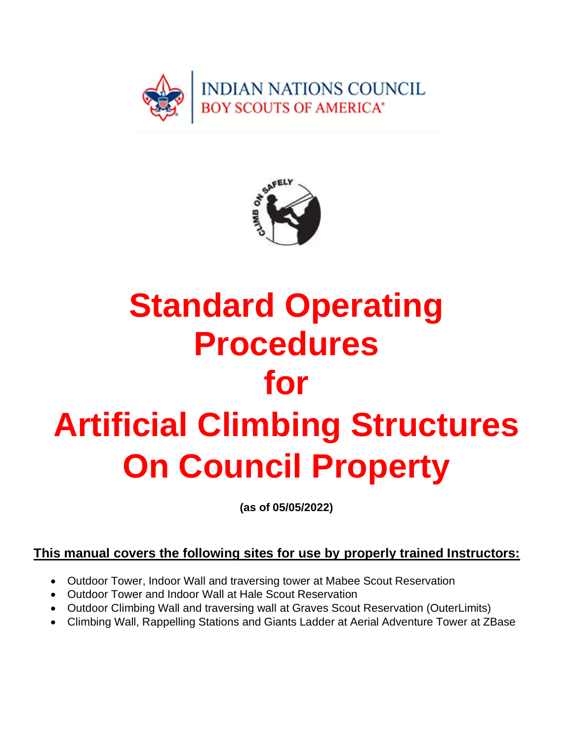INDIAN NATIONS COUNCIL
BOY SCOUTS OF AMERICA®

CLIMB ON SAFELY

# Standard Operating Procedures for Artificial Climbing Structures On Council Property

**(as of 05/05/2022)**

**This manual covers the following sites for use by properly trained Instructors:**

- Outdoor Tower, Indoor Wall and traversing tower at Mabee Scout Reservation
- Outdoor Tower and Indoor Wall at Hale Scout Reservation
- Outdoor Climbing Wall and traversing wall at Graves Scout Reservation (OuterLimits)
- Climbing Wall, Rappelling Stations and Giants Ladder at Aerial Adventure Tower at ZBase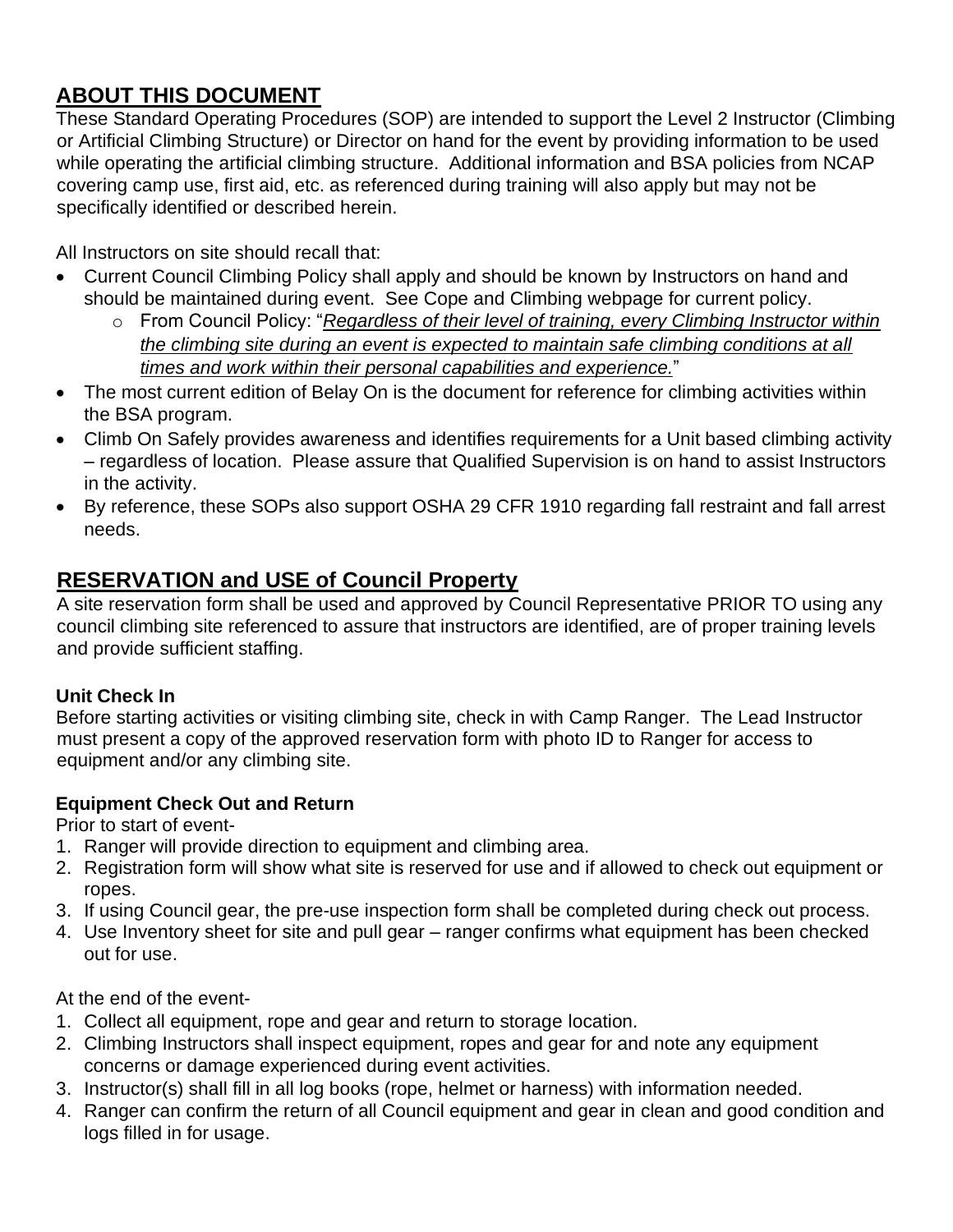## ABOUT THIS DOCUMENT

These Standard Operating Procedures (SOP) are intended to support the Level 2 Instructor (Climbing or Artificial Climbing Structure) or Director on hand for the event by providing information to be used while operating the artificial climbing structure. Additional information and BSA policies from NCAP covering camp use, first aid, etc. as referenced during training will also apply but may not be specifically identified or described herein.

All Instructors on site should recall that:

- Current Council Climbing Policy shall apply and should be known by Instructors on hand and should be maintained during event. See Cope and Climbing webpage for current policy.
  - From Council Policy: "*Regardless of their level of training, every Climbing Instructor within the climbing site during an event is expected to maintain safe climbing conditions at all times and work within their personal capabilities and experience.*"
- The most current edition of Belay On is the document for reference for climbing activities within the BSA program.
- Climb On Safely provides awareness and identifies requirements for a Unit based climbing activity – regardless of location. Please assure that Qualified Supervision is on hand to assist Instructors in the activity.
- By reference, these SOPs also support OSHA 29 CFR 1910 regarding fall restraint and fall arrest needs.

## RESERVATION and USE of Council Property

A site reservation form shall be used and approved by Council Representative PRIOR TO using any council climbing site referenced to assure that instructors are identified, are of proper training levels and provide sufficient staffing.

### Unit Check In

Before starting activities or visiting climbing site, check in with Camp Ranger. The Lead Instructor must present a copy of the approved reservation form with photo ID to Ranger for access to equipment and/or any climbing site.

### Equipment Check Out and Return

Prior to start of event-

1. Ranger will provide direction to equipment and climbing area.
2. Registration form will show what site is reserved for use and if allowed to check out equipment or ropes.
3. If using Council gear, the pre-use inspection form shall be completed during check out process.
4. Use Inventory sheet for site and pull gear – ranger confirms what equipment has been checked out for use.

At the end of the event-

1. Collect all equipment, rope and gear and return to storage location.
2. Climbing Instructors shall inspect equipment, ropes and gear for and note any equipment concerns or damage experienced during event activities.
3. Instructor(s) shall fill in all log books (rope, helmet or harness) with information needed.
4. Ranger can confirm the return of all Council equipment and gear in clean and good condition and logs filled in for usage.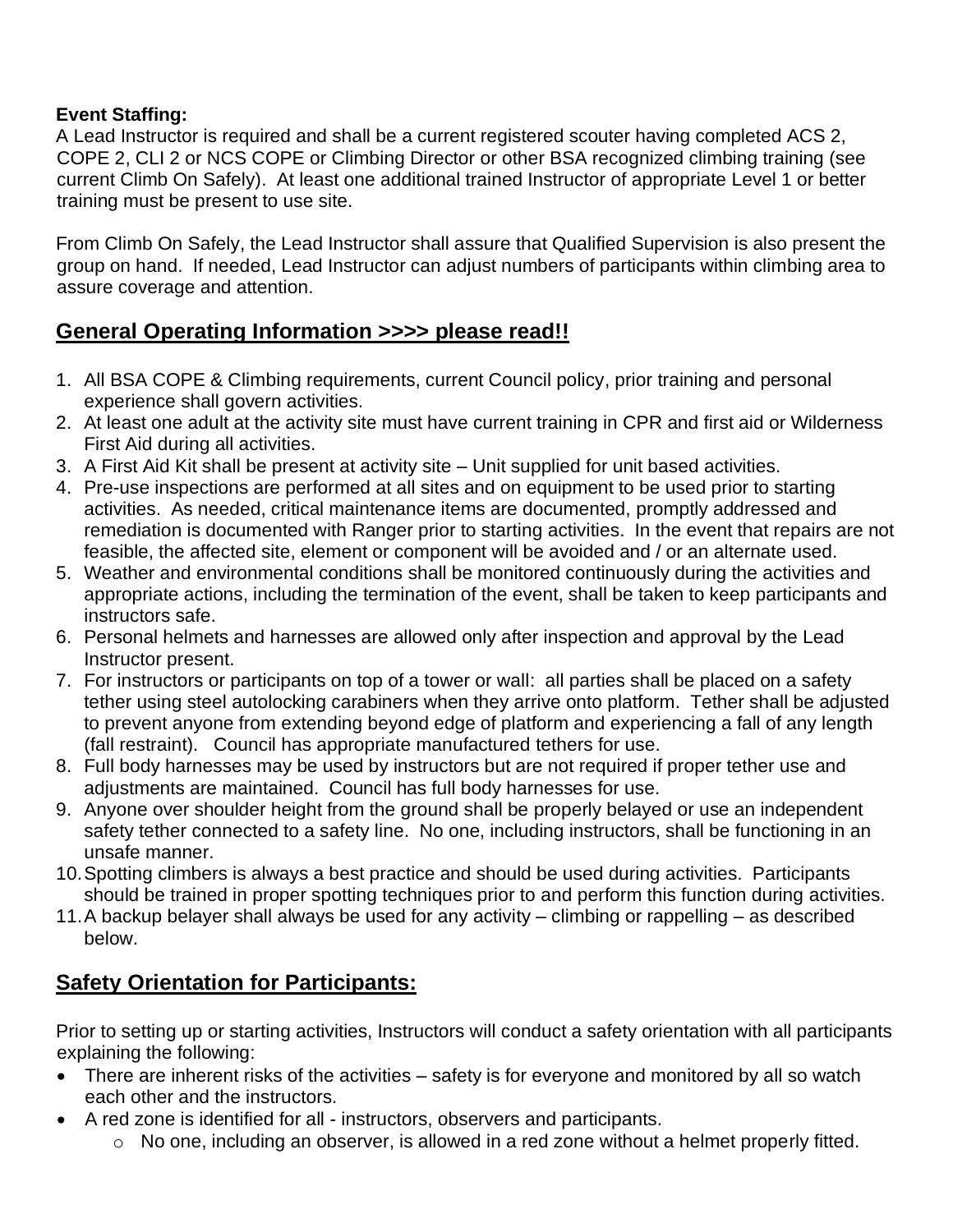**Event Staffing:**
A Lead Instructor is required and shall be a current registered scouter having completed ACS 2, COPE 2, CLI 2 or NCS COPE or Climbing Director or other BSA recognized climbing training (see current Climb On Safely). At least one additional trained Instructor of appropriate Level 1 or better training must be present to use site.

From Climb On Safely, the Lead Instructor shall assure that Qualified Supervision is also present the group on hand. If needed, Lead Instructor can adjust numbers of participants within climbing area to assure coverage and attention.

## General Operating Information >>>> please read!!

1. All BSA COPE & Climbing requirements, current Council policy, prior training and personal experience shall govern activities.
2. At least one adult at the activity site must have current training in CPR and first aid or Wilderness First Aid during all activities.
3. A First Aid Kit shall be present at activity site – Unit supplied for unit based activities.
4. Pre-use inspections are performed at all sites and on equipment to be used prior to starting activities. As needed, critical maintenance items are documented, promptly addressed and remediation is documented with Ranger prior to starting activities. In the event that repairs are not feasible, the affected site, element or component will be avoided and / or an alternate used.
5. Weather and environmental conditions shall be monitored continuously during the activities and appropriate actions, including the termination of the event, shall be taken to keep participants and instructors safe.
6. Personal helmets and harnesses are allowed only after inspection and approval by the Lead Instructor present.
7. For instructors or participants on top of a tower or wall: all parties shall be placed on a safety tether using steel autolocking carabiners when they arrive onto platform. Tether shall be adjusted to prevent anyone from extending beyond edge of platform and experiencing a fall of any length (fall restraint). Council has appropriate manufactured tethers for use.
8. Full body harnesses may be used by instructors but are not required if proper tether use and adjustments are maintained. Council has full body harnesses for use.
9. Anyone over shoulder height from the ground shall be properly belayed or use an independent safety tether connected to a safety line. No one, including instructors, shall be functioning in an unsafe manner.
10. Spotting climbers is always a best practice and should be used during activities. Participants should be trained in proper spotting techniques prior to and perform this function during activities.
11. A backup belayer shall always be used for any activity – climbing or rappelling – as described below.

## Safety Orientation for Participants:

Prior to setting up or starting activities, Instructors will conduct a safety orientation with all participants explaining the following:

- There are inherent risks of the activities – safety is for everyone and monitored by all so watch each other and the instructors.
- A red zone is identified for all - instructors, observers and participants.
    - No one, including an observer, is allowed in a red zone without a helmet properly fitted.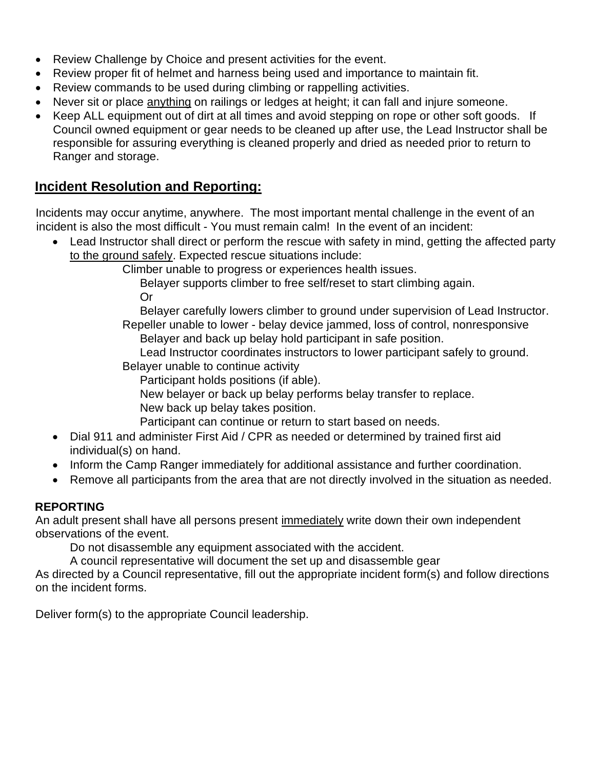- Review Challenge by Choice and present activities for the event.
- Review proper fit of helmet and harness being used and importance to maintain fit.
- Review commands to be used during climbing or rappelling activities.
- Never sit or place anything on railings or ledges at height; it can fall and injure someone.
- Keep ALL equipment out of dirt at all times and avoid stepping on rope or other soft goods. If Council owned equipment or gear needs to be cleaned up after use, the Lead Instructor shall be responsible for assuring everything is cleaned properly and dried as needed prior to return to Ranger and storage.

## Incident Resolution and Reporting:

Incidents may occur anytime, anywhere. The most important mental challenge in the event of an incident is also the most difficult - You must remain calm! In the event of an incident:

- Lead Instructor shall direct or perform the rescue with safety in mind, getting the affected party to the ground safely. Expected rescue situations include:
    - Climber unable to progress or experiences health issues.
        - Belayer supports climber to free self/reset to start climbing again.
        - Or
        - Belayer carefully lowers climber to ground under supervision of Lead Instructor.
    - Repeller unable to lower - belay device jammed, loss of control, nonresponsive
        - Belayer and back up belay hold participant in safe position.
        - Lead Instructor coordinates instructors to lower participant safely to ground.
    - Belayer unable to continue activity
        - Participant holds positions (if able).
        - New belayer or back up belay performs belay transfer to replace.
        - New back up belay takes position.
        - Participant can continue or return to start based on needs.
- Dial 911 and administer First Aid / CPR as needed or determined by trained first aid individual(s) on hand.
- Inform the Camp Ranger immediately for additional assistance and further coordination.
- Remove all participants from the area that are not directly involved in the situation as needed.

**REPORTING**

An adult present shall have all persons present immediately write down their own independent observations of the event.

Do not disassemble any equipment associated with the accident.

A council representative will document the set up and disassemble gear

As directed by a Council representative, fill out the appropriate incident form(s) and follow directions on the incident forms.

Deliver form(s) to the appropriate Council leadership.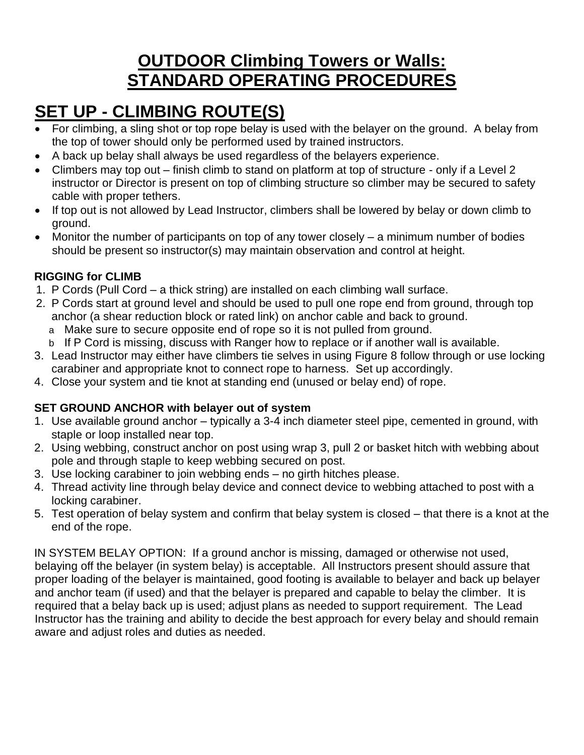# OUTDOOR Climbing Towers or Walls: STANDARD OPERATING PROCEDURES

## SET UP - CLIMBING ROUTE(S)

- For climbing, a sling shot or top rope belay is used with the belayer on the ground. A belay from the top of tower should only be performed used by trained instructors.
- A back up belay shall always be used regardless of the belayers experience.
- Climbers may top out – finish climb to stand on platform at top of structure - only if a Level 2 instructor or Director is present on top of climbing structure so climber may be secured to safety cable with proper tethers.
- If top out is not allowed by Lead Instructor, climbers shall be lowered by belay or down climb to ground.
- Monitor the number of participants on top of any tower closely – a minimum number of bodies should be present so instructor(s) may maintain observation and control at height.

### RIGGING for CLIMB

1. P Cords (Pull Cord – a thick string) are installed on each climbing wall surface.
2. P Cords start at ground level and should be used to pull one rope end from ground, through top anchor (a shear reduction block or rated link) on anchor cable and back to ground.
   a. Make sure to secure opposite end of rope so it is not pulled from ground.
   b. If P Cord is missing, discuss with Ranger how to replace or if another wall is available.
3. Lead Instructor may either have climbers tie selves in using Figure 8 follow through or use locking carabiner and appropriate knot to connect rope to harness. Set up accordingly.
4. Close your system and tie knot at standing end (unused or belay end) of rope.

### SET GROUND ANCHOR with belayer out of system

1. Use available ground anchor – typically a 3-4 inch diameter steel pipe, cemented in ground, with staple or loop installed near top.
2. Using webbing, construct anchor on post using wrap 3, pull 2 or basket hitch with webbing about pole and through staple to keep webbing secured on post.
3. Use locking carabiner to join webbing ends – no girth hitches please.
4. Thread activity line through belay device and connect device to webbing attached to post with a locking carabiner.
5. Test operation of belay system and confirm that belay system is closed – that there is a knot at the end of the rope.

IN SYSTEM BELAY OPTION: If a ground anchor is missing, damaged or otherwise not used, belaying off the belayer (in system belay) is acceptable. All Instructors present should assure that proper loading of the belayer is maintained, good footing is available to belayer and back up belayer and anchor team (if used) and that the belayer is prepared and capable to belay the climber. It is required that a belay back up is used; adjust plans as needed to support requirement. The Lead Instructor has the training and ability to decide the best approach for every belay and should remain aware and adjust roles and duties as needed.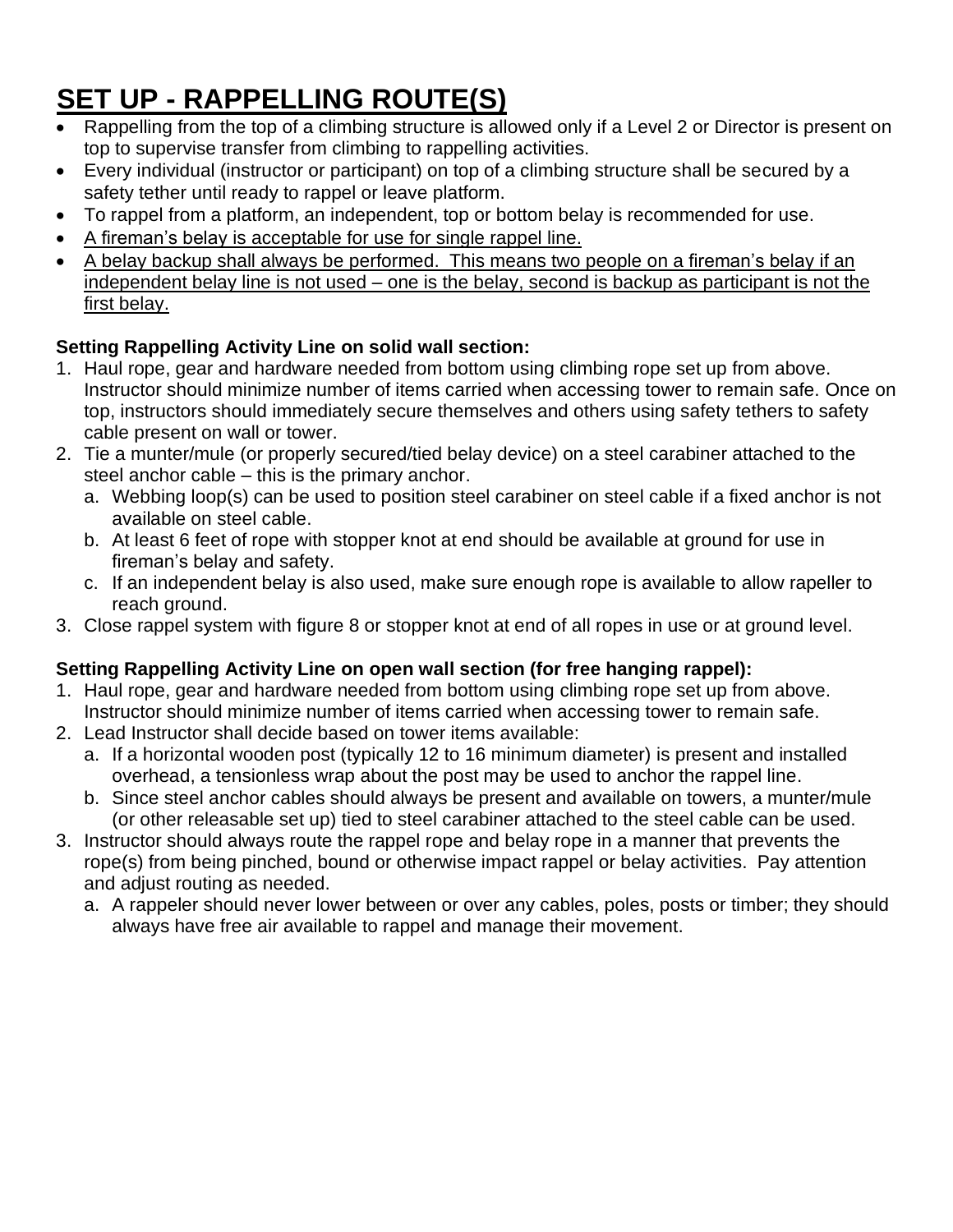# SET UP - RAPPELLING ROUTE(S)

- Rappelling from the top of a climbing structure is allowed only if a Level 2 or Director is present on top to supervise transfer from climbing to rappelling activities.
- Every individual (instructor or participant) on top of a climbing structure shall be secured by a safety tether until ready to rappel or leave platform.
- To rappel from a platform, an independent, top or bottom belay is recommended for use.
- <u>A fireman's belay is acceptable for use for single rappel line.</u>
- <u>A belay backup shall always be performed. This means two people on a fireman's belay if an independent belay line is not used – one is the belay, second is backup as participant is not the first belay.</u>

**Setting Rappelling Activity Line on solid wall section:**

1. Haul rope, gear and hardware needed from bottom using climbing rope set up from above. Instructor should minimize number of items carried when accessing tower to remain safe. Once on top, instructors should immediately secure themselves and others using safety tethers to safety cable present on wall or tower.
2. Tie a munter/mule (or properly secured/tied belay device) on a steel carabiner attached to the steel anchor cable – this is the primary anchor.
   a. Webbing loop(s) can be used to position steel carabiner on steel cable if a fixed anchor is not available on steel cable.
   b. At least 6 feet of rope with stopper knot at end should be available at ground for use in fireman's belay and safety.
   c. If an independent belay is also used, make sure enough rope is available to allow rapeller to reach ground.
3. Close rappel system with figure 8 or stopper knot at end of all ropes in use or at ground level.

**Setting Rappelling Activity Line on open wall section (for free hanging rappel):**

1. Haul rope, gear and hardware needed from bottom using climbing rope set up from above. Instructor should minimize number of items carried when accessing tower to remain safe.
2. Lead Instructor shall decide based on tower items available:
   a. If a horizontal wooden post (typically 12 to 16 minimum diameter) is present and installed overhead, a tensionless wrap about the post may be used to anchor the rappel line.
   b. Since steel anchor cables should always be present and available on towers, a munter/mule (or other releasable set up) tied to steel carabiner attached to the steel cable can be used.
3. Instructor should always route the rappel rope and belay rope in a manner that prevents the rope(s) from being pinched, bound or otherwise impact rappel or belay activities. Pay attention and adjust routing as needed.
   a. A rappeler should never lower between or over any cables, poles, posts or timber; they should always have free air available to rappel and manage their movement.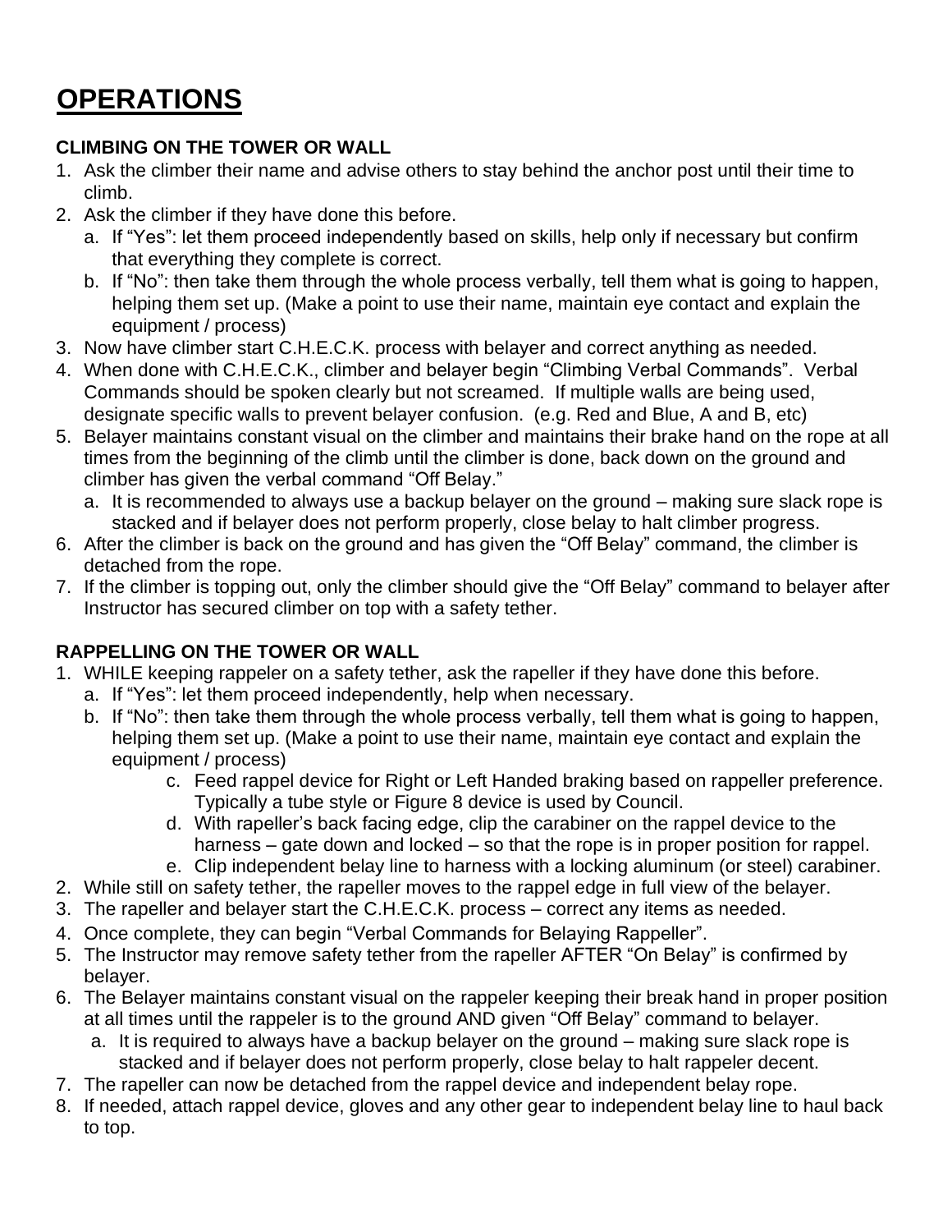# OPERATIONS

**CLIMBING ON THE TOWER OR WALL**

1. Ask the climber their name and advise others to stay behind the anchor post until their time to climb.
2. Ask the climber if they have done this before.
   a. If "Yes": let them proceed independently based on skills, help only if necessary but confirm that everything they complete is correct.
   b. If "No": then take them through the whole process verbally, tell them what is going to happen, helping them set up. (Make a point to use their name, maintain eye contact and explain the equipment / process)
3. Now have climber start C.H.E.C.K. process with belayer and correct anything as needed.
4. When done with C.H.E.C.K., climber and belayer begin "Climbing Verbal Commands". Verbal Commands should be spoken clearly but not screamed. If multiple walls are being used, designate specific walls to prevent belayer confusion. (e.g. Red and Blue, A and B, etc)
5. Belayer maintains constant visual on the climber and maintains their brake hand on the rope at all times from the beginning of the climb until the climber is done, back down on the ground and climber has given the verbal command "Off Belay."
   a. It is recommended to always use a backup belayer on the ground – making sure slack rope is stacked and if belayer does not perform properly, close belay to halt climber progress.
6. After the climber is back on the ground and has given the "Off Belay" command, the climber is detached from the rope.
7. If the climber is topping out, only the climber should give the "Off Belay" command to belayer after Instructor has secured climber on top with a safety tether.

**RAPPELLING ON THE TOWER OR WALL**

1. WHILE keeping rappeler on a safety tether, ask the rapeller if they have done this before.
   a. If "Yes": let them proceed independently, help when necessary.
   b. If "No": then take them through the whole process verbally, tell them what is going to happen, helping them set up. (Make a point to use their name, maintain eye contact and explain the equipment / process)
      c. Feed rappel device for Right or Left Handed braking based on rappeller preference. Typically a tube style or Figure 8 device is used by Council.
      d. With rapeller's back facing edge, clip the carabiner on the rappel device to the harness – gate down and locked – so that the rope is in proper position for rappel.
      e. Clip independent belay line to harness with a locking aluminum (or steel) carabiner.
2. While still on safety tether, the rapeller moves to the rappel edge in full view of the belayer.
3. The rapeller and belayer start the C.H.E.C.K. process – correct any items as needed.
4. Once complete, they can begin "Verbal Commands for Belaying Rappeller".
5. The Instructor may remove safety tether from the rapeller AFTER "On Belay" is confirmed by belayer.
6. The Belayer maintains constant visual on the rappeler keeping their break hand in proper position at all times until the rappeler is to the ground AND given "Off Belay" command to belayer.
   a. It is required to always have a backup belayer on the ground – making sure slack rope is stacked and if belayer does not perform properly, close belay to halt rappeler decent.
7. The rapeller can now be detached from the rappel device and independent belay rope.
8. If needed, attach rappel device, gloves and any other gear to independent belay line to haul back to top.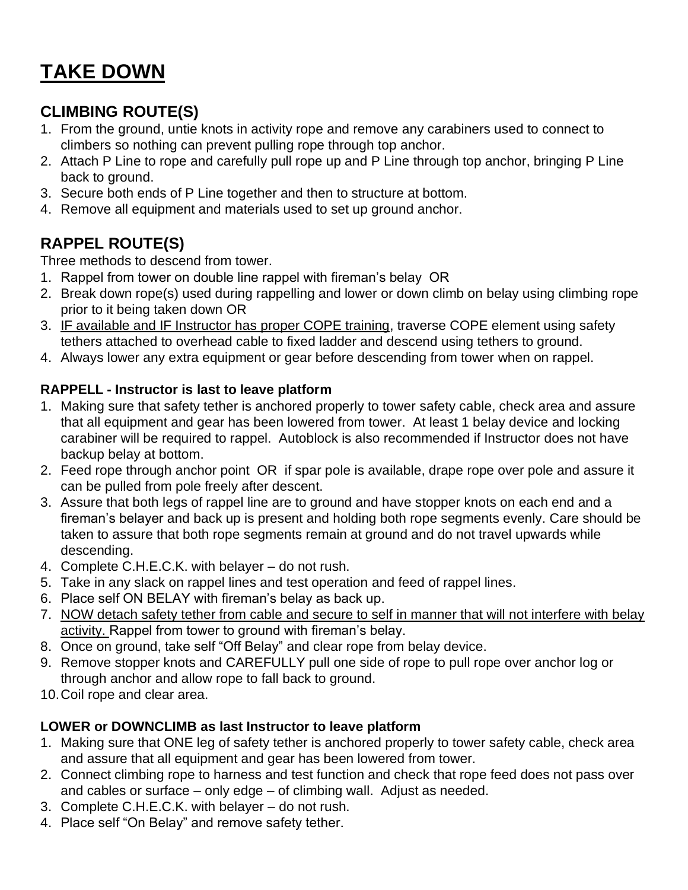# TAKE DOWN

## CLIMBING ROUTE(S)

1. From the ground, untie knots in activity rope and remove any carabiners used to connect to climbers so nothing can prevent pulling rope through top anchor.
2. Attach P Line to rope and carefully pull rope up and P Line through top anchor, bringing P Line back to ground.
3. Secure both ends of P Line together and then to structure at bottom.
4. Remove all equipment and materials used to set up ground anchor.

## RAPPEL ROUTE(S)

Three methods to descend from tower.

1. Rappel from tower on double line rappel with fireman's belay OR
2. Break down rope(s) used during rappelling and lower or down climb on belay using climbing rope prior to it being taken down OR
3. <u>IF available and IF Instructor has proper COPE training</u>, traverse COPE element using safety tethers attached to overhead cable to fixed ladder and descend using tethers to ground.
4. Always lower any extra equipment or gear before descending from tower when on rappel.

### RAPPELL - Instructor is last to leave platform

1. Making sure that safety tether is anchored properly to tower safety cable, check area and assure that all equipment and gear has been lowered from tower. At least 1 belay device and locking carabiner will be required to rappel. Autoblock is also recommended if Instructor does not have backup belay at bottom.
2. Feed rope through anchor point OR if spar pole is available, drape rope over pole and assure it can be pulled from pole freely after descent.
3. Assure that both legs of rappel line are to ground and have stopper knots on each end and a fireman's belayer and back up is present and holding both rope segments evenly. Care should be taken to assure that both rope segments remain at ground and do not travel upwards while descending.
4. Complete C.H.E.C.K. with belayer – do not rush.
5. Take in any slack on rappel lines and test operation and feed of rappel lines.
6. Place self ON BELAY with fireman's belay as back up.
7. <u>NOW detach safety tether from cable and secure to self in manner that will not interfere with belay activity.</u> Rappel from tower to ground with fireman's belay.
8. Once on ground, take self "Off Belay" and clear rope from belay device.
9. Remove stopper knots and CAREFULLY pull one side of rope to pull rope over anchor log or through anchor and allow rope to fall back to ground.
10. Coil rope and clear area.

### LOWER or DOWNCLIMB as last Instructor to leave platform

1. Making sure that ONE leg of safety tether is anchored properly to tower safety cable, check area and assure that all equipment and gear has been lowered from tower.
2. Connect climbing rope to harness and test function and check that rope feed does not pass over and cables or surface – only edge – of climbing wall. Adjust as needed.
3. Complete C.H.E.C.K. with belayer – do not rush.
4. Place self "On Belay" and remove safety tether.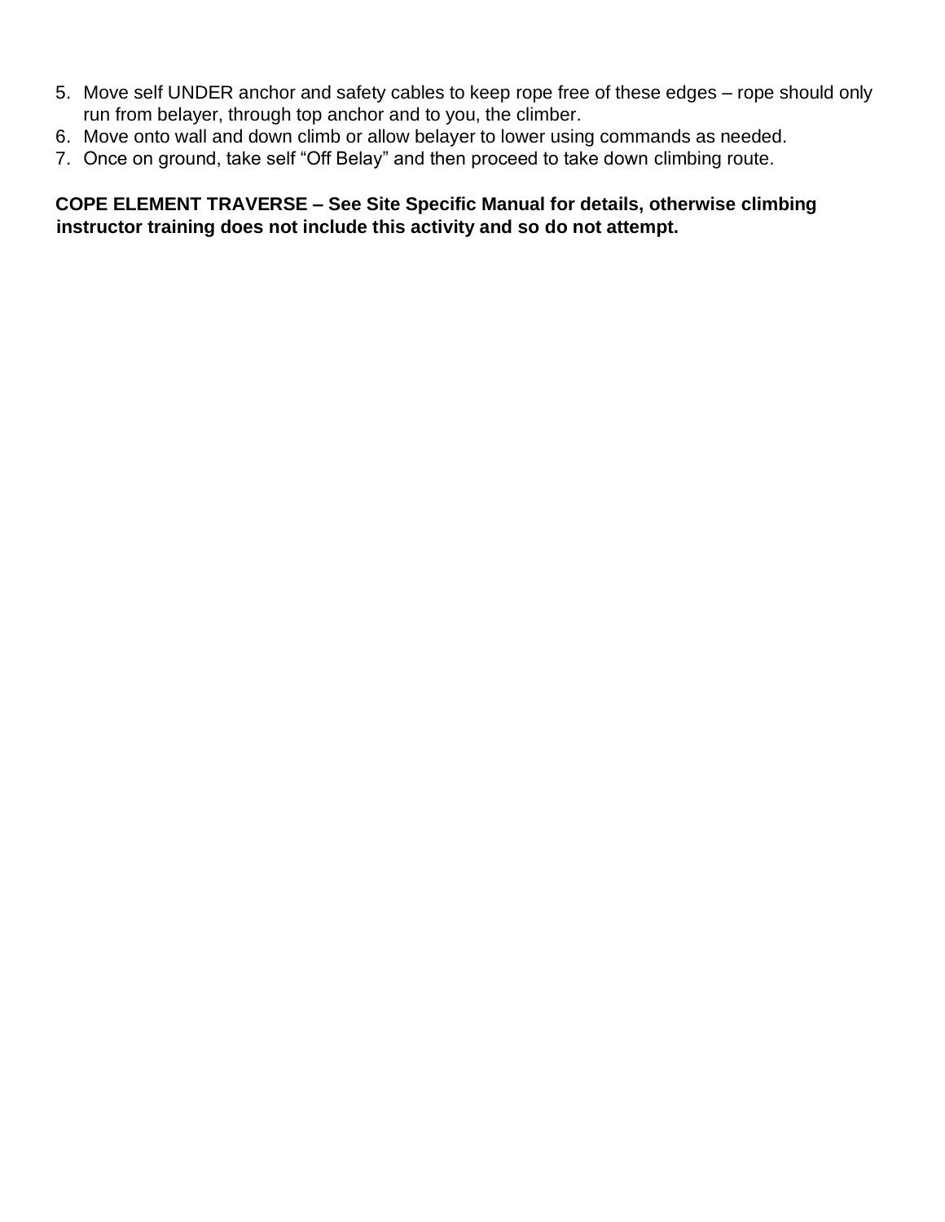5. Move self UNDER anchor and safety cables to keep rope free of these edges – rope should only run from belayer, through top anchor and to you, the climber.
6. Move onto wall and down climb or allow belayer to lower using commands as needed.
7. Once on ground, take self "Off Belay" and then proceed to take down climbing route.

**COPE ELEMENT TRAVERSE – See Site Specific Manual for details, otherwise climbing instructor training does not include this activity and so do not attempt.**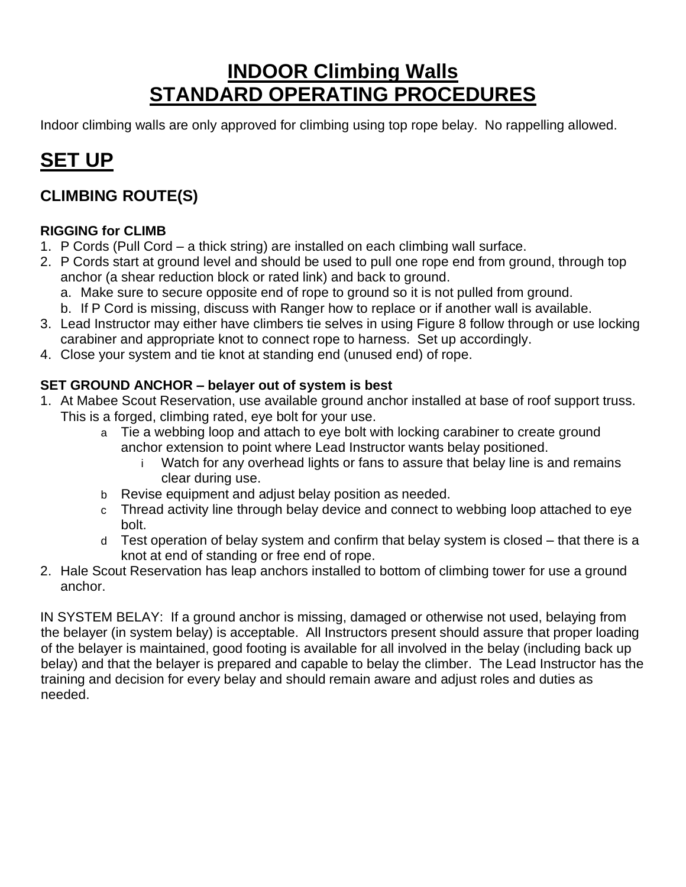# INDOOR Climbing Walls
# STANDARD OPERATING PROCEDURES

Indoor climbing walls are only approved for climbing using top rope belay. No rappelling allowed.

## SET UP

### CLIMBING ROUTE(S)

#### RIGGING for CLIMB

1. P Cords (Pull Cord – a thick string) are installed on each climbing wall surface.
2. P Cords start at ground level and should be used to pull one rope end from ground, through top anchor (a shear reduction block or rated link) and back to ground.
   a. Make sure to secure opposite end of rope to ground so it is not pulled from ground.
   b. If P Cord is missing, discuss with Ranger how to replace or if another wall is available.
3. Lead Instructor may either have climbers tie selves in using Figure 8 follow through or use locking carabiner and appropriate knot to connect rope to harness. Set up accordingly.
4. Close your system and tie knot at standing end (unused end) of rope.

#### SET GROUND ANCHOR – belayer out of system is best

1. At Mabee Scout Reservation, use available ground anchor installed at base of roof support truss. This is a forged, climbing rated, eye bolt for your use.
   a. Tie a webbing loop and attach to eye bolt with locking carabiner to create ground anchor extension to point where Lead Instructor wants belay positioned.
      i. Watch for any overhead lights or fans to assure that belay line is and remains clear during use.
   b. Revise equipment and adjust belay position as needed.
   c. Thread activity line through belay device and connect to webbing loop attached to eye bolt.
   d. Test operation of belay system and confirm that belay system is closed – that there is a knot at end of standing or free end of rope.
2. Hale Scout Reservation has leap anchors installed to bottom of climbing tower for use a ground anchor.

IN SYSTEM BELAY: If a ground anchor is missing, damaged or otherwise not used, belaying from the belayer (in system belay) is acceptable. All Instructors present should assure that proper loading of the belayer is maintained, good footing is available for all involved in the belay (including back up belay) and that the belayer is prepared and capable to belay the climber. The Lead Instructor has the training and decision for every belay and should remain aware and adjust roles and duties as needed.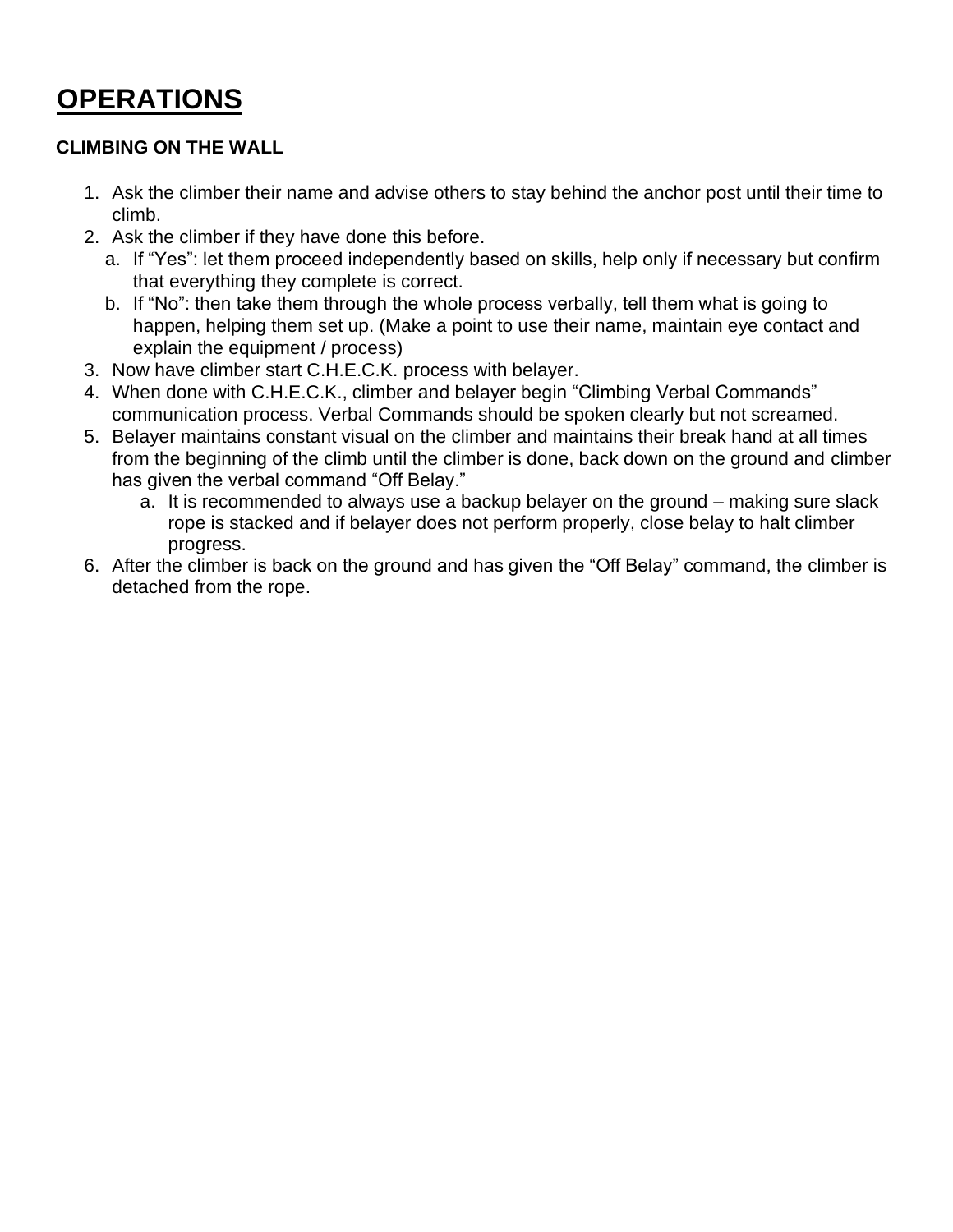# OPERATIONS

**CLIMBING ON THE WALL**

1. Ask the climber their name and advise others to stay behind the anchor post until their time to climb.
2. Ask the climber if they have done this before.
   a. If "Yes": let them proceed independently based on skills, help only if necessary but confirm that everything they complete is correct.
   b. If "No": then take them through the whole process verbally, tell them what is going to happen, helping them set up. (Make a point to use their name, maintain eye contact and explain the equipment / process)
3. Now have climber start C.H.E.C.K. process with belayer.
4. When done with C.H.E.C.K., climber and belayer begin "Climbing Verbal Commands" communication process. Verbal Commands should be spoken clearly but not screamed.
5. Belayer maintains constant visual on the climber and maintains their break hand at all times from the beginning of the climb until the climber is done, back down on the ground and climber has given the verbal command "Off Belay."
   a. It is recommended to always use a backup belayer on the ground – making sure slack rope is stacked and if belayer does not perform properly, close belay to halt climber progress.
6. After the climber is back on the ground and has given the "Off Belay" command, the climber is detached from the rope.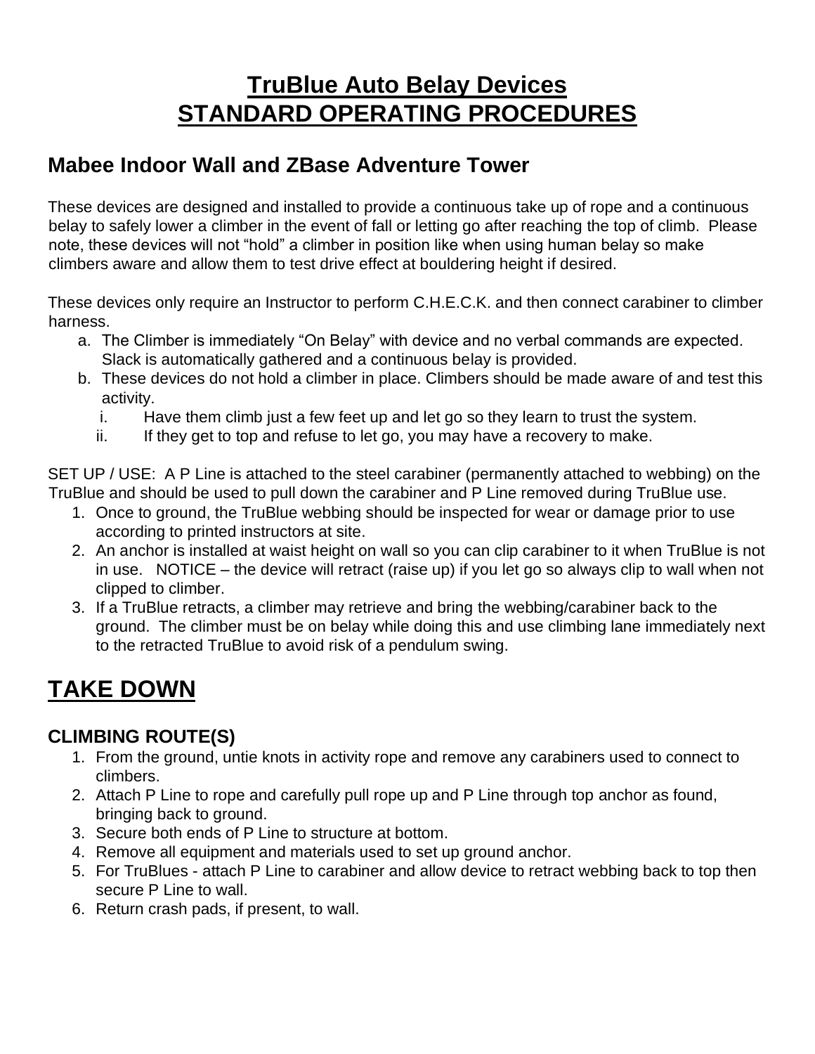# TruBlue Auto Belay Devices
# STANDARD OPERATING PROCEDURES

## Mabee Indoor Wall and ZBase Adventure Tower

These devices are designed and installed to provide a continuous take up of rope and a continuous belay to safely lower a climber in the event of fall or letting go after reaching the top of climb. Please note, these devices will not "hold" a climber in position like when using human belay so make climbers aware and allow them to test drive effect at bouldering height if desired.

These devices only require an Instructor to perform C.H.E.C.K. and then connect carabiner to climber harness.

a. The Climber is immediately "On Belay" with device and no verbal commands are expected. Slack is automatically gathered and a continuous belay is provided.
b. These devices do not hold a climber in place. Climbers should be made aware of and test this activity.
   i. Have them climb just a few feet up and let go so they learn to trust the system.
   ii. If they get to top and refuse to let go, you may have a recovery to make.

SET UP / USE: A P Line is attached to the steel carabiner (permanently attached to webbing) on the TruBlue and should be used to pull down the carabiner and P Line removed during TruBlue use.

1. Once to ground, the TruBlue webbing should be inspected for wear or damage prior to use according to printed instructors at site.
2. An anchor is installed at waist height on wall so you can clip carabiner to it when TruBlue is not in use. NOTICE – the device will retract (raise up) if you let go so always clip to wall when not clipped to climber.
3. If a TruBlue retracts, a climber may retrieve and bring the webbing/carabiner back to the ground. The climber must be on belay while doing this and use climbing lane immediately next to the retracted TruBlue to avoid risk of a pendulum swing.

# TAKE DOWN

### CLIMBING ROUTE(S)

1. From the ground, untie knots in activity rope and remove any carabiners used to connect to climbers.
2. Attach P Line to rope and carefully pull rope up and P Line through top anchor as found, bringing back to ground.
3. Secure both ends of P Line to structure at bottom.
4. Remove all equipment and materials used to set up ground anchor.
5. For TruBlues - attach P Line to carabiner and allow device to retract webbing back to top then secure P Line to wall.
6. Return crash pads, if present, to wall.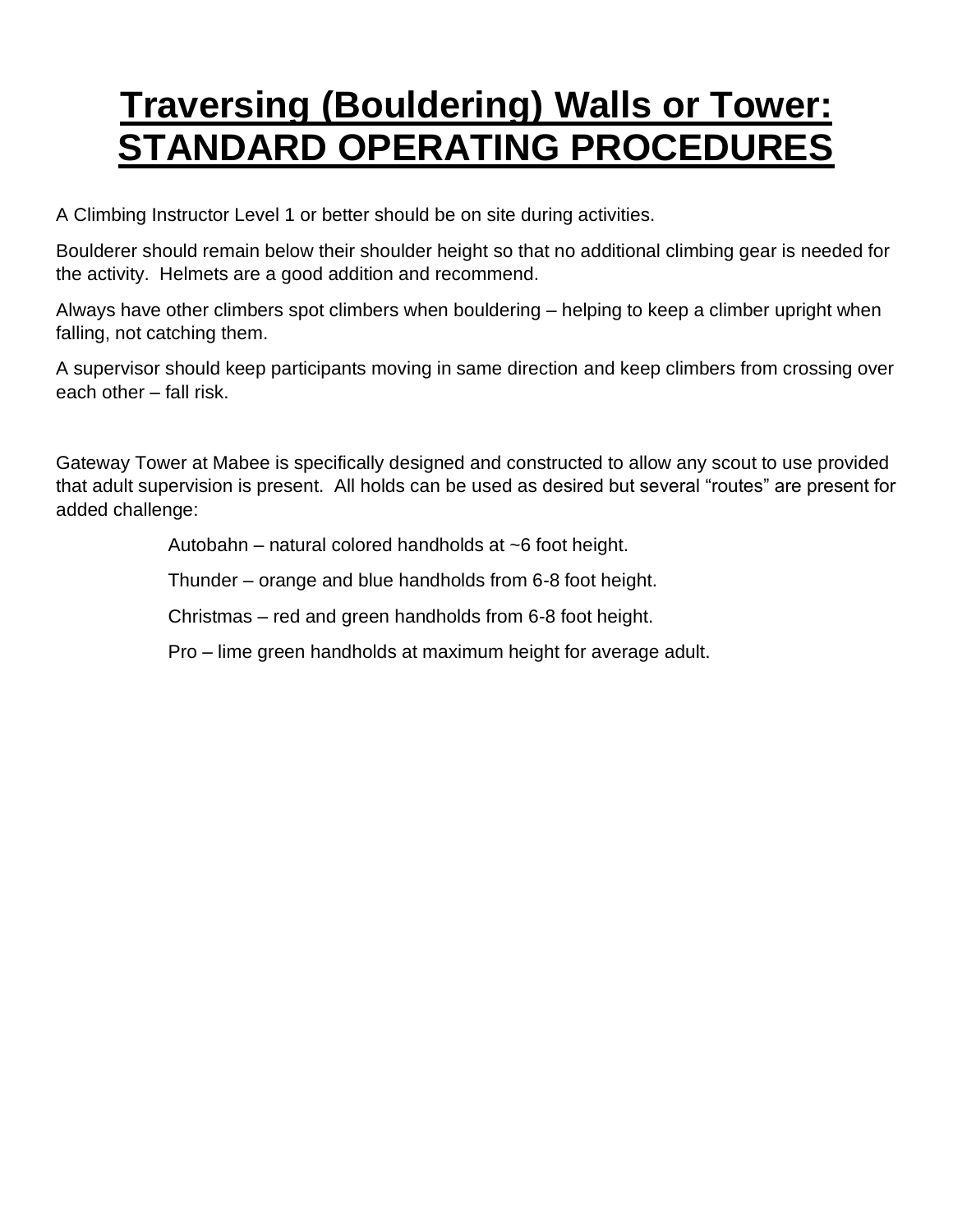# Traversing (Bouldering) Walls or Tower: STANDARD OPERATING PROCEDURES

A Climbing Instructor Level 1 or better should be on site during activities.

Boulderer should remain below their shoulder height so that no additional climbing gear is needed for the activity. Helmets are a good addition and recommend.

Always have other climbers spot climbers when bouldering – helping to keep a climber upright when falling, not catching them.

A supervisor should keep participants moving in same direction and keep climbers from crossing over each other – fall risk.

Gateway Tower at Mabee is specifically designed and constructed to allow any scout to use provided that adult supervision is present. All holds can be used as desired but several "routes" are present for added challenge:

> Autobahn – natural colored handholds at ~6 foot height.
>
> Thunder – orange and blue handholds from 6-8 foot height.
>
> Christmas – red and green handholds from 6-8 foot height.
>
> Pro – lime green handholds at maximum height for average adult.